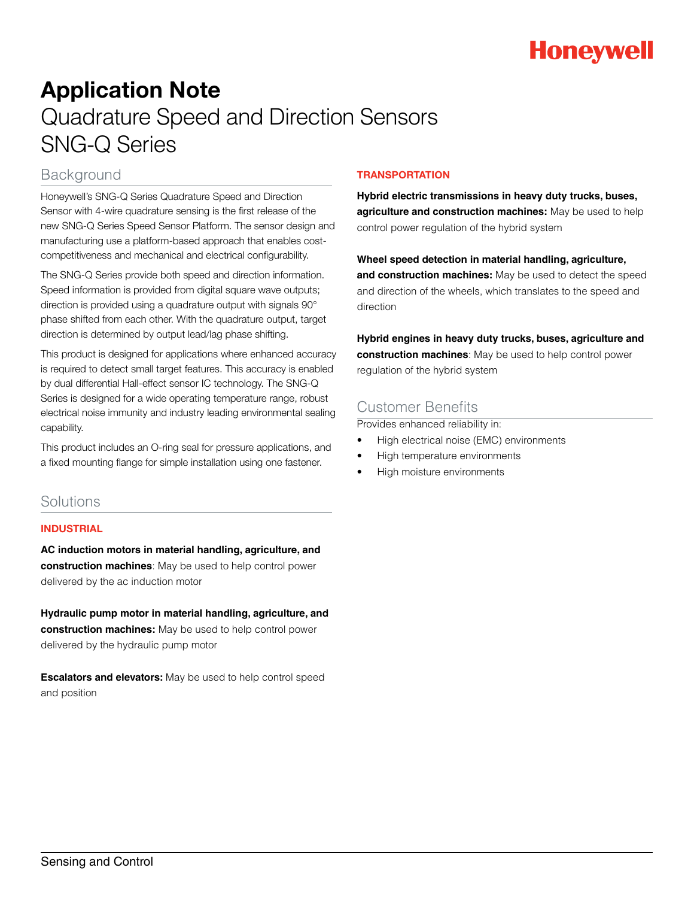# Application Note

## Quadrature Speed and Direction Sensors SNG-Q Series

## Background

Honeywell's SNG-Q Series Quadrature Speed and Direction Sensor with 4-wire quadrature sensing is the first release of the new SNG-Q Series Speed Sensor Platform. The sensor design and manufacturing use a platform-based approach that enables cost-competitiveness and mechanical and electrical configurability.

The SNG-Q Series provide both speed and direction information. Speed information is provided from digital square wave outputs; direction is provided using a quadrature output with signals 90° phase shifted from each other. With the quadrature output, target direction is determined by output lead/lag phase shifting.

This product is designed for applications where enhanced accuracy is required to detect small target features. This accuracy is enabled by dual differential Hall-effect sensor IC technology. The SNG-Q Series is designed for a wide operating temperature range, robust electrical noise immunity and industry leading environmental sealing capability.

This product includes an O-ring seal for pressure applications, and a fixed mounting flange for simple installation using one fastener.

## Solutions

### INDUSTRIAL

**AC induction motors in material handling, agriculture, and construction machines**: May be used to help control power delivered by the ac induction motor

**Hydraulic pump motor in material handling, agriculture, and construction machines:** May be used to help control power delivered by the hydraulic pump motor

**Escalators and elevators:** May be used to help control speed and position

### TRANSPORTATION

**Hybrid electric transmissions in heavy duty trucks, buses, agriculture and construction machines:** May be used to help control power regulation of the hybrid system

**Wheel speed detection in material handling, agriculture, and construction machines:** May be used to detect the speed and direction of the wheels, which translates to the speed and direction

**Hybrid engines in heavy duty trucks, buses, agriculture and construction machines**: May be used to help control power regulation of the hybrid system

## Customer Benefits

Provides enhanced reliability in:

- High electrical noise (EMC) environments
- High temperature environments
- High moisture environments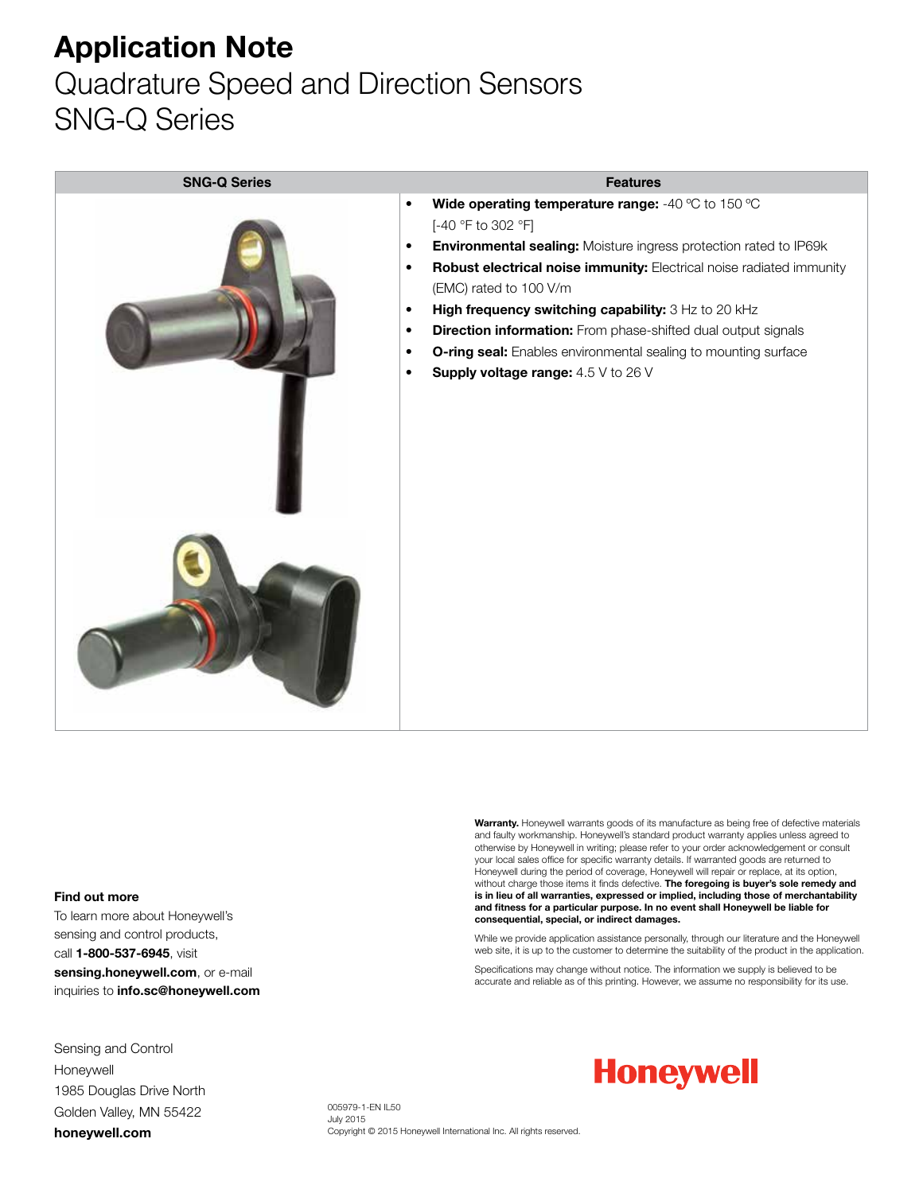# Application Note

## Quadrature Speed and Direction Sensors SNG-Q Series

| SNG-Q Series | Features |
|---|---|
| | • **Wide operating temperature range:** -40 °C to 150 °C [-40 °F to 302 °F]<br>• **Environmental sealing:** Moisture ingress protection rated to IP69k<br>• **Robust electrical noise immunity:** Electrical noise radiated immunity (EMC) rated to 100 V/m<br>• **High frequency switching capability:** 3 Hz to 20 kHz<br>• **Direction information:** From phase-shifted dual output signals<br>• **O-ring seal:** Enables environmental sealing to mounting surface<br>• **Supply voltage range:** 4.5 V to 26 V |

**Warranty.** Honeywell warrants goods of its manufacture as being free of defective materials and faulty workmanship. Honeywell's standard product warranty applies unless agreed to otherwise by Honeywell in writing; please refer to your order acknowledgement or consult your local sales office for specific warranty details. If warranted goods are returned to Honeywell during the period of coverage, Honeywell will repair or replace, at its option, without charge those items it finds defective. **The foregoing is buyer's sole remedy and is in lieu of all warranties, expressed or implied, including those of merchantability and fitness for a particular purpose. In no event shall Honeywell be liable for consequential, special, or indirect damages.**

While we provide application assistance personally, through our literature and the Honeywell web site, it is up to the customer to determine the suitability of the product in the application.

Specifications may change without notice. The information we supply is believed to be accurate and reliable as of this printing. However, we assume no responsibility for its use.

**Find out more**

To learn more about Honeywell's sensing and control products, call **1-800-537-6945**, visit **sensing.honeywell.com**, or e-mail inquiries to **info.sc@honeywell.com**

Sensing and Control
Honeywell
1985 Douglas Drive North
Golden Valley, MN 55422
**honeywell.com**

005979-1-EN IL50
July 2015
Copyright © 2015 Honeywell International Inc. All rights reserved.

**Honeywell**